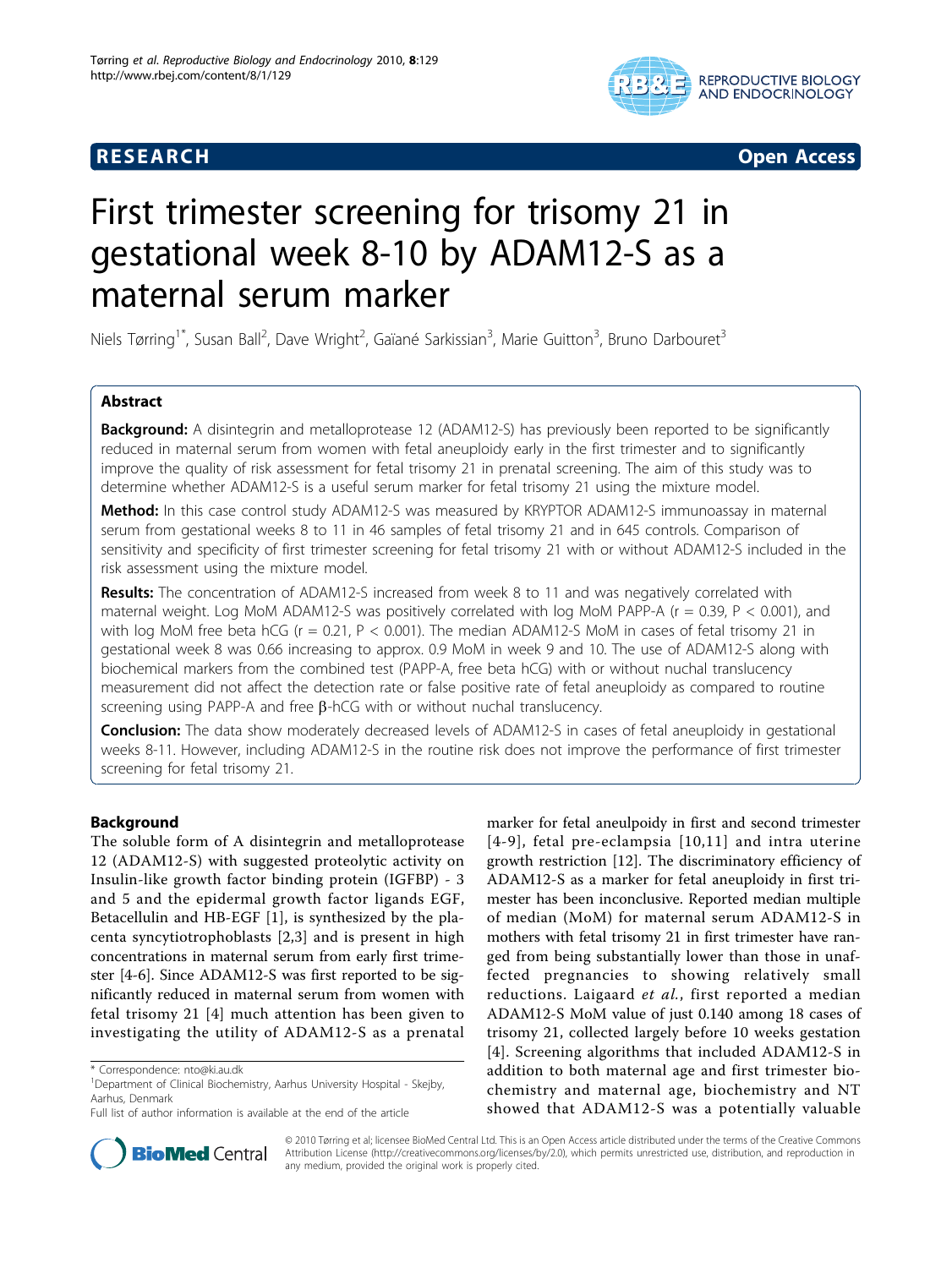**RESEARCH** **Open Access**

# First trimester screening for trisomy 21 in gestational week 8-10 by ADAM12-S as a maternal serum marker

Niels Tørring[1*], Susan Ball[2], Dave Wright[2], Gaïané Sarkissian[3], Marie Guitton[3], Bruno Darbouret[3]

## Abstract

**Background:** A disintegrin and metalloprotease 12 (ADAM12-S) has previously been reported to be significantly reduced in maternal serum from women with fetal aneuploidy early in the first trimester and to significantly improve the quality of risk assessment for fetal trisomy 21 in prenatal screening. The aim of this study was to determine whether ADAM12-S is a useful serum marker for fetal trisomy 21 using the mixture model.

**Method:** In this case control study ADAM12-S was measured by KRYPTOR ADAM12-S immunoassay in maternal serum from gestational weeks 8 to 11 in 46 samples of fetal trisomy 21 and in 645 controls. Comparison of sensitivity and specificity of first trimester screening for fetal trisomy 21 with or without ADAM12-S included in the risk assessment using the mixture model.

**Results:** The concentration of ADAM12-S increased from week 8 to 11 and was negatively correlated with maternal weight. Log MoM ADAM12-S was positively correlated with log MoM PAPP-A ($r = 0.39$, $P < 0.001$), and with log MoM free beta hCG ($r = 0.21$, $P < 0.001$). The median ADAM12-S MoM in cases of fetal trisomy 21 in gestational week 8 was 0.66 increasing to approx. 0.9 MoM in week 9 and 10. The use of ADAM12-S along with biochemical markers from the combined test (PAPP-A, free beta hCG) with or without nuchal translucency measurement did not affect the detection rate or false positive rate of fetal aneuploidy as compared to routine screening using PAPP-A and free β-hCG with or without nuchal translucency.

**Conclusion:** The data show moderately decreased levels of ADAM12-S in cases of fetal aneuploidy in gestational weeks 8-11. However, including ADAM12-S in the routine risk does not improve the performance of first trimester screening for fetal trisomy 21.

## Background

The soluble form of A disintegrin and metalloprotease 12 (ADAM12-S) with suggested proteolytic activity on Insulin-like growth factor binding protein (IGFBP) - 3 and 5 and the epidermal growth factor ligands EGF, Betacellulin and HB-EGF [1], is synthesized by the placenta syncytiotrophoblasts [2,3] and is present in high concentrations in maternal serum from early first trimester [4-6]. Since ADAM12-S was first reported to be significantly reduced in maternal serum from women with fetal trisomy 21 [4] much attention has been given to investigating the utility of ADAM12-S as a prenatal marker for fetal aneulpoidy in first and second trimester [4-9], fetal pre-eclampsia [10,11] and intra uterine growth restriction [12]. The discriminatory efficiency of ADAM12-S as a marker for fetal aneuploidy in first trimester has been inconclusive. Reported median multiple of median (MoM) for maternal serum ADAM12-S in mothers with fetal trisomy 21 in first trimester have ranged from being substantially lower than those in unaffected pregnancies to showing relatively small reductions. Laigaard *et al.*, first reported a median ADAM12-S MoM value of just 0.140 among 18 cases of trisomy 21, collected largely before 10 weeks gestation [4]. Screening algorithms that included ADAM12-S in addition to both maternal age and first trimester biochemistry and maternal age, biochemistry and NT showed that ADAM12-S was a potentially valuable

\* Correspondence: nto@ki.au.dk
[1]Department of Clinical Biochemistry, Aarhus University Hospital - Skejby, Aarhus, Denmark
Full list of author information is available at the end of the article

© 2010 Tørring et al; licensee BioMed Central Ltd. This is an Open Access article distributed under the terms of the Creative Commons Attribution License (http://creativecommons.org/licenses/by/2.0), which permits unrestricted use, distribution, and reproduction in any medium, provided the original work is properly cited.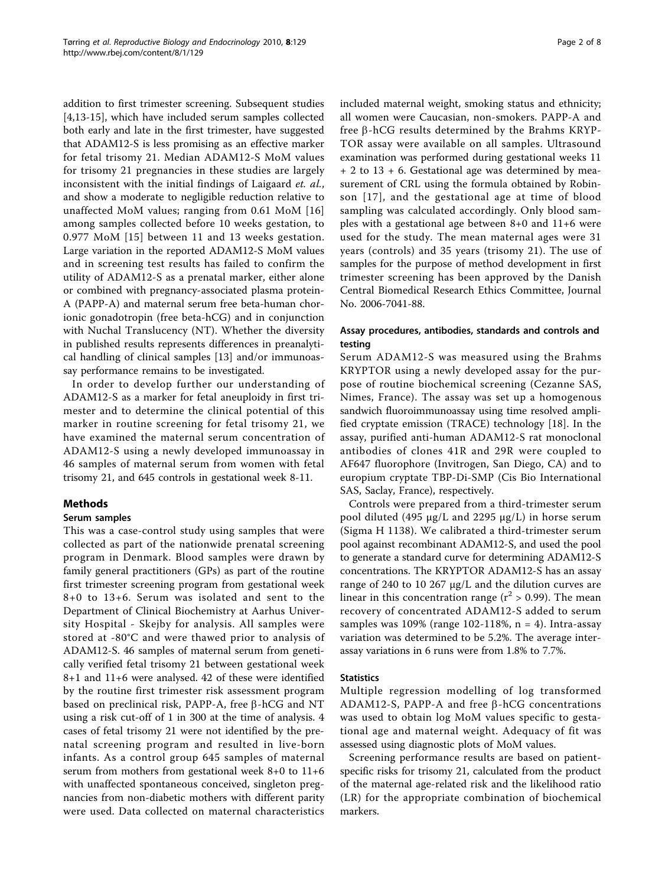addition to first trimester screening. Subsequent studies [4,13-15], which have included serum samples collected both early and late in the first trimester, have suggested that ADAM12-S is less promising as an effective marker for fetal trisomy 21. Median ADAM12-S MoM values for trisomy 21 pregnancies in these studies are largely inconsistent with the initial findings of Laigaard *et. al.*, and show a moderate to negligible reduction relative to unaffected MoM values; ranging from 0.61 MoM [16] among samples collected before 10 weeks gestation, to 0.977 MoM [15] between 11 and 13 weeks gestation. Large variation in the reported ADAM12-S MoM values and in screening test results has failed to confirm the utility of ADAM12-S as a prenatal marker, either alone or combined with pregnancy-associated plasma protein-A (PAPP-A) and maternal serum free beta-human chorionic gonadotropin (free beta-hCG) and in conjunction with Nuchal Translucency (NT). Whether the diversity in published results represents differences in preanalytical handling of clinical samples [13] and/or immunoassay performance remains to be investigated.

In order to develop further our understanding of ADAM12-S as a marker for fetal aneuploidy in first trimester and to determine the clinical potential of this marker in routine screening for fetal trisomy 21, we have examined the maternal serum concentration of ADAM12-S using a newly developed immunoassay in 46 samples of maternal serum from women with fetal trisomy 21, and 645 controls in gestational week 8-11.

## Methods

### Serum samples

This was a case-control study using samples that were collected as part of the nationwide prenatal screening program in Denmark. Blood samples were drawn by family general practitioners (GPs) as part of the routine first trimester screening program from gestational week 8+0 to 13+6. Serum was isolated and sent to the Department of Clinical Biochemistry at Aarhus University Hospital - Skejby for analysis. All samples were stored at -80°C and were thawed prior to analysis of ADAM12-S. 46 samples of maternal serum from genetically verified fetal trisomy 21 between gestational week 8+1 and 11+6 were analysed. 42 of these were identified by the routine first trimester risk assessment program based on preclinical risk, PAPP-A, free β-hCG and NT using a risk cut-off of 1 in 300 at the time of analysis. 4 cases of fetal trisomy 21 were not identified by the prenatal screening program and resulted in live-born infants. As a control group 645 samples of maternal serum from mothers from gestational week 8+0 to 11+6 with unaffected spontaneous conceived, singleton pregnancies from non-diabetic mothers with different parity were used. Data collected on maternal characteristics included maternal weight, smoking status and ethnicity; all women were Caucasian, non-smokers. PAPP-A and free β-hCG results determined by the Brahms KRYPTOR assay were available on all samples. Ultrasound examination was performed during gestational weeks 11 + 2 to 13 + 6. Gestational age was determined by measurement of CRL using the formula obtained by Robinson [17], and the gestational age at time of blood sampling was calculated accordingly. Only blood samples with a gestational age between 8+0 and 11+6 were used for the study. The mean maternal ages were 31 years (controls) and 35 years (trisomy 21). The use of samples for the purpose of method development in first trimester screening has been approved by the Danish Central Biomedical Research Ethics Committee, Journal No. 2006-7041-88.

### Assay procedures, antibodies, standards and controls and testing

Serum ADAM12-S was measured using the Brahms KRYPTOR using a newly developed assay for the purpose of routine biochemical screening (Cezanne SAS, Nimes, France). The assay was set up a homogenous sandwich fluoroimmunoassay using time resolved amplified cryptate emission (TRACE) technology [18]. In the assay, purified anti-human ADAM12-S rat monoclonal antibodies of clones 41R and 29R were coupled to AF647 fluorophore (Invitrogen, San Diego, CA) and to europium cryptate TBP-Di-SMP (Cis Bio International SAS, Saclay, France), respectively.

Controls were prepared from a third-trimester serum pool diluted (495 μg/L and 2295 μg/L) in horse serum (Sigma H 1138). We calibrated a third-trimester serum pool against recombinant ADAM12-S, and used the pool to generate a standard curve for determining ADAM12-S concentrations. The KRYPTOR ADAM12-S has an assay range of 240 to 10 267 μg/L and the dilution curves are linear in this concentration range ($r^2 > 0.99$). The mean recovery of concentrated ADAM12-S added to serum samples was 109% (range 102-118%, n = 4). Intra-assay variation was determined to be 5.2%. The average inter-assay variations in 6 runs were from 1.8% to 7.7%.

### Statistics

Multiple regression modelling of log transformed ADAM12-S, PAPP-A and free β-hCG concentrations was used to obtain log MoM values specific to gestational age and maternal weight. Adequacy of fit was assessed using diagnostic plots of MoM values.

Screening performance results are based on patient-specific risks for trisomy 21, calculated from the product of the maternal age-related risk and the likelihood ratio (LR) for the appropriate combination of biochemical markers.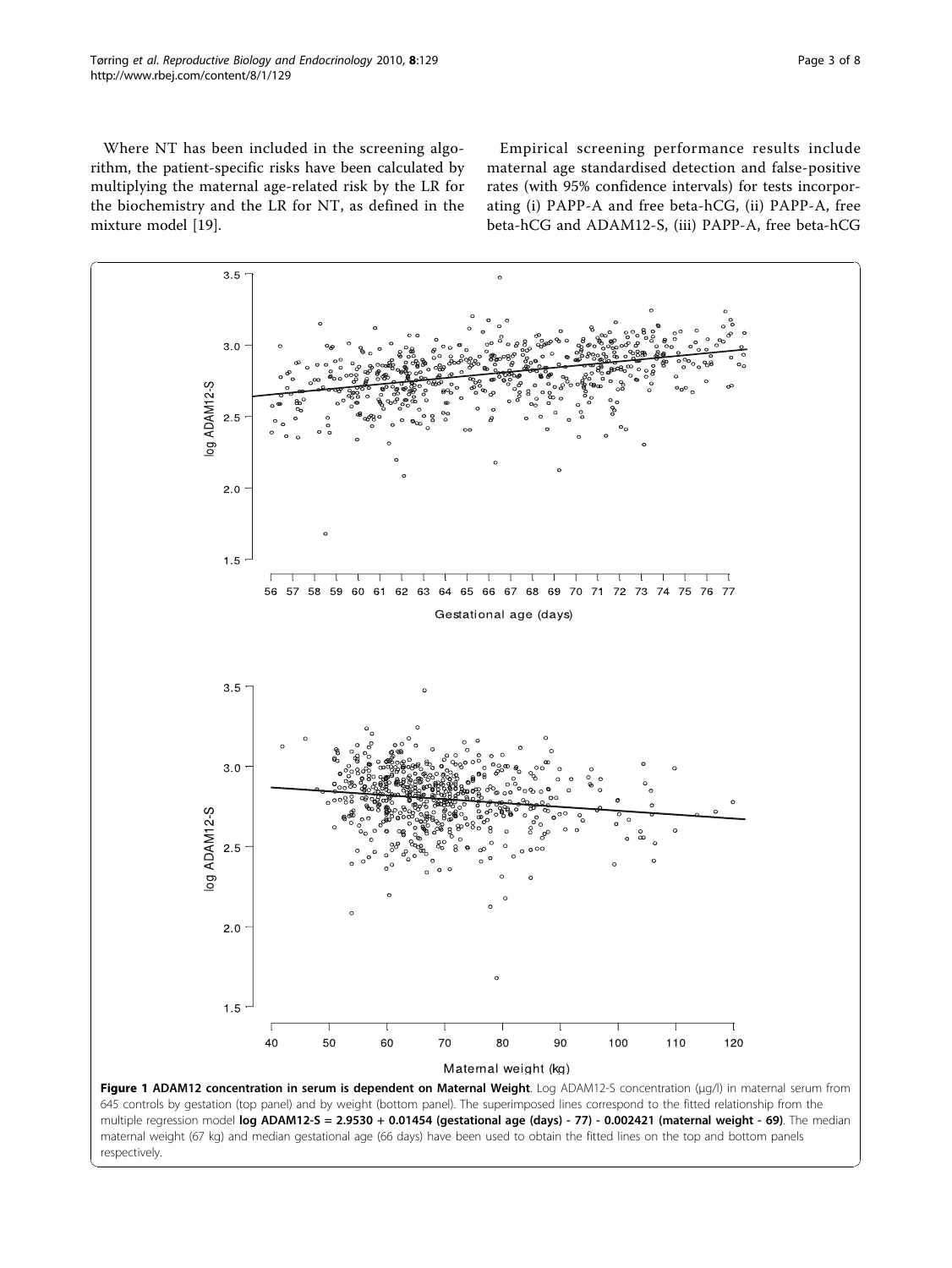Where NT has been included in the screening algorithm, the patient-specific risks have been calculated by multiplying the maternal age-related risk by the LR for the biochemistry and the LR for NT, as defined in the mixture model [19].

Empirical screening performance results include maternal age standardised detection and false-positive rates (with 95% confidence intervals) for tests incorporating (i) PAPP-A and free beta-hCG, (ii) PAPP-A, free beta-hCG and ADAM12-S, (iii) PAPP-A, free beta-hCG

**Figure 1 ADAM12 concentration in serum is dependent on Maternal Weight**. Log ADAM12-S concentration (μg/l) in maternal serum from 645 controls by gestation (top panel) and by weight (bottom panel). The superimposed lines correspond to the fitted relationship from the multiple regression model **log ADAM12-S = 2.9530 + 0.01454 (gestational age (days) - 77) - 0.002421 (maternal weight - 69)**. The median maternal weight (67 kg) and median gestational age (66 days) have been used to obtain the fitted lines on the top and bottom panels respectively.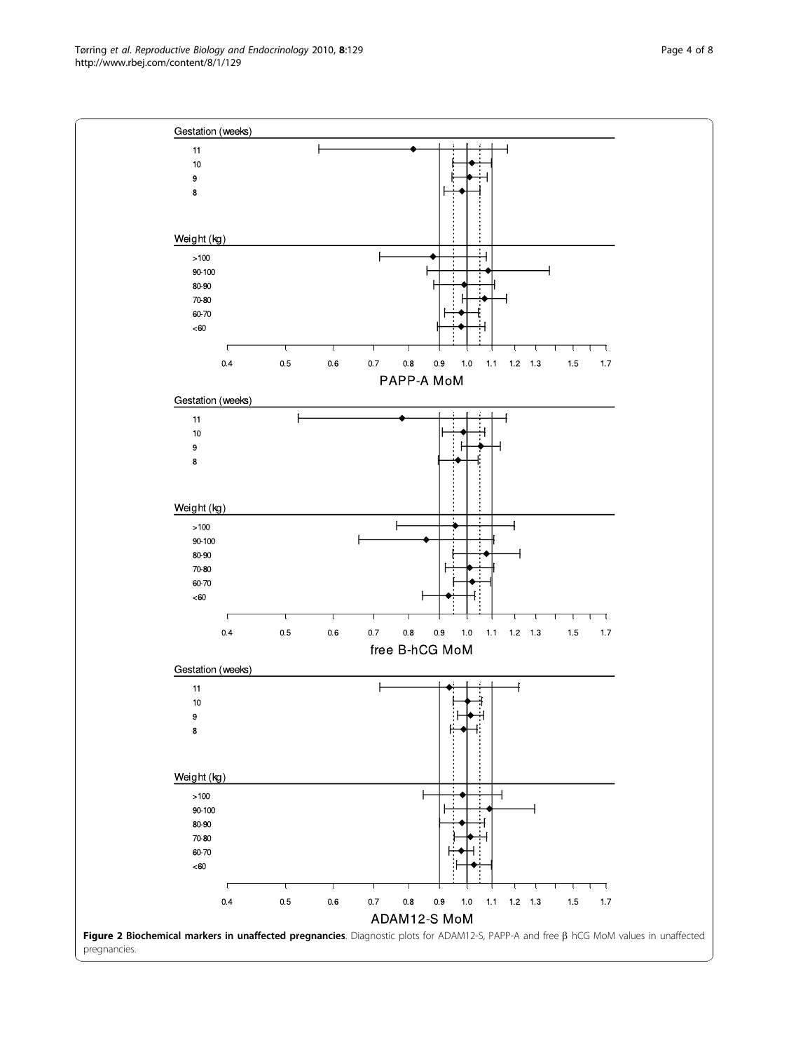**Figure 2 Biochemical markers in unaffected pregnancies**. Diagnostic plots for ADAM12-S, PAPP-A and free β hCG MoM values in unaffected pregnancies.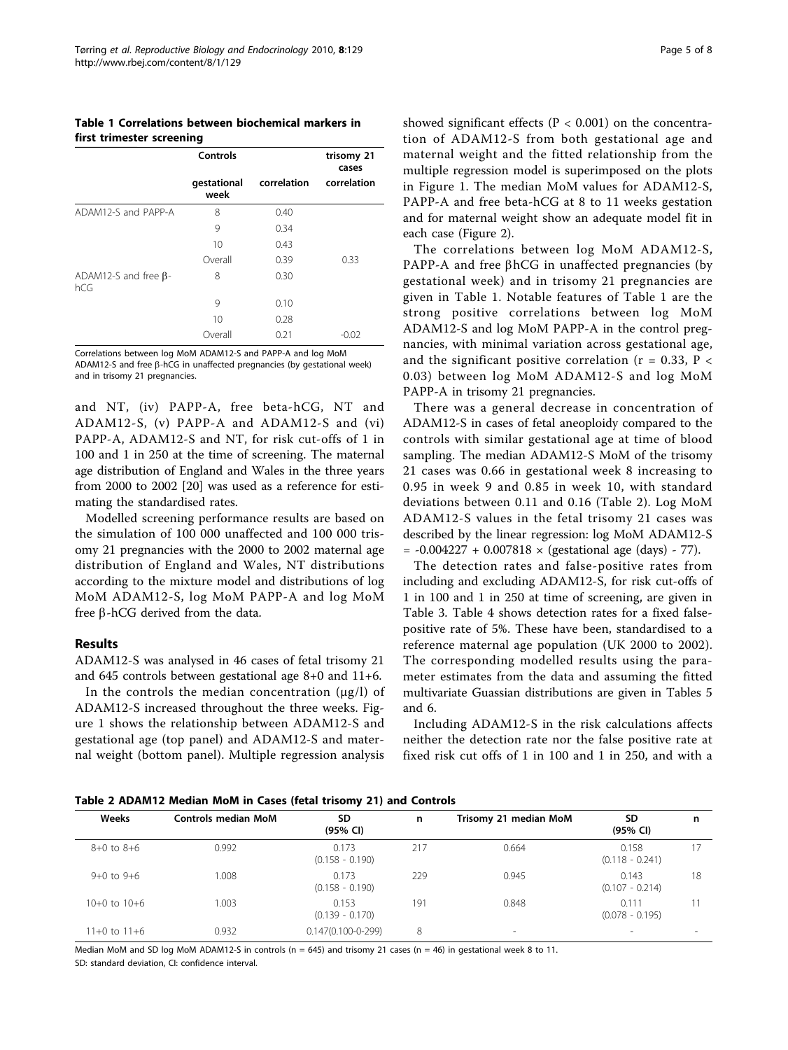**Table 1 Correlations between biochemical markers in first trimester screening**

| | Controls | | trisomy 21 cases |
|---|---|---|---|
| | gestational week | correlation | correlation |
| ADAM12-S and PAPP-A | 8 | 0.40 | |
| | 9 | 0.34 | |
| | 10 | 0.43 | |
| | Overall | 0.39 | 0.33 |
| ADAM12-S and free β-hCG | 8 | 0.30 | |
| | 9 | 0.10 | |
| | 10 | 0.28 | |
| | Overall | 0.21 | -0.02 |

Correlations between log MoM ADAM12-S and PAPP-A and log MoM ADAM12-S and free β-hCG in unaffected pregnancies (by gestational week) and in trisomy 21 pregnancies.

and NT, (iv) PAPP-A, free beta-hCG, NT and ADAM12-S, (v) PAPP-A and ADAM12-S and (vi) PAPP-A, ADAM12-S and NT, for risk cut-offs of 1 in 100 and 1 in 250 at the time of screening. The maternal age distribution of England and Wales in the three years from 2000 to 2002 [20] was used as a reference for estimating the standardised rates.

Modelled screening performance results are based on the simulation of 100 000 unaffected and 100 000 trisomy 21 pregnancies with the 2000 to 2002 maternal age distribution of England and Wales, NT distributions according to the mixture model and distributions of log MoM ADAM12-S, log MoM PAPP-A and log MoM free β-hCG derived from the data.

## Results

ADAM12-S was analysed in 46 cases of fetal trisomy 21 and 645 controls between gestational age 8+0 and 11+6.

In the controls the median concentration (μg/l) of ADAM12-S increased throughout the three weeks. Figure 1 shows the relationship between ADAM12-S and gestational age (top panel) and ADAM12-S and maternal weight (bottom panel). Multiple regression analysis showed significant effects ($P < 0.001$) on the concentration of ADAM12-S from both gestational age and maternal weight and the fitted relationship from the multiple regression model is superimposed on the plots in Figure 1. The median MoM values for ADAM12-S, PAPP-A and free beta-hCG at 8 to 11 weeks gestation and for maternal weight show an adequate model fit in each case (Figure 2).

The correlations between log MoM ADAM12-S, PAPP-A and free βhCG in unaffected pregnancies (by gestational week) and in trisomy 21 pregnancies are given in Table 1. Notable features of Table 1 are the strong positive correlations between log MoM ADAM12-S and log MoM PAPP-A in the control pregnancies, with minimal variation across gestational age, and the significant positive correlation ($r = 0.33$, $P < 0.03$) between log MoM ADAM12-S and log MoM PAPP-A in trisomy 21 pregnancies.

There was a general decrease in concentration of ADAM12-S in cases of fetal aneoploidy compared to the controls with similar gestational age at time of blood sampling. The median ADAM12-S MoM of the trisomy 21 cases was 0.66 in gestational week 8 increasing to 0.95 in week 9 and 0.85 in week 10, with standard deviations between 0.11 and 0.16 (Table 2). Log MoM ADAM12-S values in the fetal trisomy 21 cases was described by the linear regression: log MoM ADAM12-S $= -0.004227 + 0.007818 \times$ (gestational age (days) - 77).

The detection rates and false-positive rates from including and excluding ADAM12-S, for risk cut-offs of 1 in 100 and 1 in 250 at time of screening, are given in Table 3. Table 4 shows detection rates for a fixed false-positive rate of 5%. These have been, standardised to a reference maternal age population (UK 2000 to 2002). The corresponding modelled results using the parameter estimates from the data and assuming the fitted multivariate Guassian distributions are given in Tables 5 and 6.

Including ADAM12-S in the risk calculations affects neither the detection rate nor the false positive rate at fixed risk cut offs of 1 in 100 and 1 in 250, and with a

**Table 2 ADAM12 Median MoM in Cases (fetal trisomy 21) and Controls**

| Weeks | Controls median MoM | SD (95% CI) | n | Trisomy 21 median MoM | SD (95% CI) | n |
|---|---|---|---|---|---|---|
| 8+0 to 8+6 | 0.992 | 0.173 (0.158 - 0.190) | 217 | 0.664 | 0.158 (0.118 - 0.241) | 17 |
| 9+0 to 9+6 | 1.008 | 0.173 (0.158 - 0.190) | 229 | 0.945 | 0.143 (0.107 - 0.214) | 18 |
| 10+0 to 10+6 | 1.003 | 0.153 (0.139 - 0.170) | 191 | 0.848 | 0.111 (0.078 - 0.195) | 11 |
| 11+0 to 11+6 | 0.932 | 0.147(0.100-0-299) | 8 | - | - | - |

Median MoM and SD log MoM ADAM12-S in controls (n = 645) and trisomy 21 cases (n = 46) in gestational week 8 to 11.
SD: standard deviation, CI: confidence interval.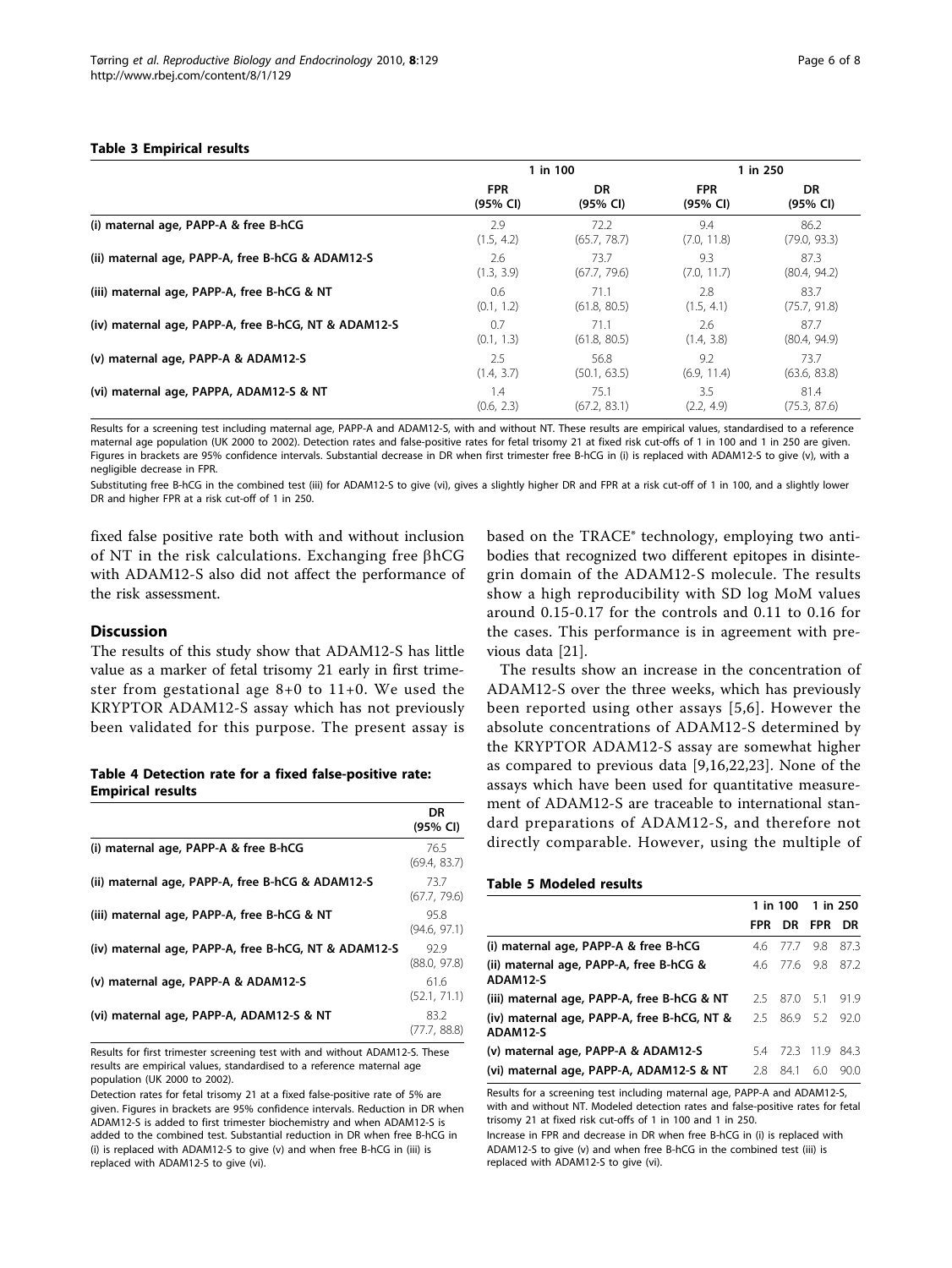**Table 3 Empirical results**

| | 1 in 100 | | 1 in 250 | |
|---|---|---|---|---|
| | FPR (95% CI) | DR (95% CI) | FPR (95% CI) | DR (95% CI) |
| (i) maternal age, PAPP-A & free B-hCG | 2.9 (1.5, 4.2) | 72.2 (65.7, 78.7) | 9.4 (7.0, 11.8) | 86.2 (79.0, 93.3) |
| (ii) maternal age, PAPP-A, free B-hCG & ADAM12-S | 2.6 (1.3, 3.9) | 73.7 (67.7, 79.6) | 9.3 (7.0, 11.7) | 87.3 (80.4, 94.2) |
| (iii) maternal age, PAPP-A, free B-hCG & NT | 0.6 (0.1, 1.2) | 71.1 (61.8, 80.5) | 2.8 (1.5, 4.1) | 83.7 (75.7, 91.8) |
| (iv) maternal age, PAPP-A, free B-hCG, NT & ADAM12-S | 0.7 (0.1, 1.3) | 71.1 (61.8, 80.5) | 2.6 (1.4, 3.8) | 87.7 (80.4, 94.9) |
| (v) maternal age, PAPP-A & ADAM12-S | 2.5 (1.4, 3.7) | 56.8 (50.1, 63.5) | 9.2 (6.9, 11.4) | 73.7 (63.6, 83.8) |
| (vi) maternal age, PAPPA, ADAM12-S & NT | 1.4 (0.6, 2.3) | 75.1 (67.2, 83.1) | 3.5 (2.2, 4.9) | 81.4 (75.3, 87.6) |

Results for a screening test including maternal age, PAPP-A and ADAM12-S, with and without NT. These results are empirical values, standardised to a reference maternal age population (UK 2000 to 2002). Detection rates and false-positive rates for fetal trisomy 21 at fixed risk cut-offs of 1 in 100 and 1 in 250 are given. Figures in brackets are 95% confidence intervals. Substantial decrease in DR when first trimester free B-hCG in (i) is replaced with ADAM12-S to give (v), with a negligible decrease in FPR.

Substituting free B-hCG in the combined test (iii) for ADAM12-S to give (vi), gives a slightly higher DR and FPR at a risk cut-off of 1 in 100, and a slightly lower DR and higher FPR at a risk cut-off of 1 in 250.

fixed false positive rate both with and without inclusion of NT in the risk calculations. Exchanging free βhCG with ADAM12-S also did not affect the performance of the risk assessment.

## Discussion

The results of this study show that ADAM12-S has little value as a marker of fetal trisomy 21 early in first trimester from gestational age 8+0 to 11+0. We used the KRYPTOR ADAM12-S assay which has not previously been validated for this purpose. The present assay is based on the TRACE® technology, employing two antibodies that recognized two different epitopes in disintegrin domain of the ADAM12-S molecule. The results show a high reproducibility with SD log MoM values around 0.15-0.17 for the controls and 0.11 to 0.16 for the cases. This performance is in agreement with previous data [21].

The results show an increase in the concentration of ADAM12-S over the three weeks, which has previously been reported using other assays [5,6]. However the absolute concentrations of ADAM12-S determined by the KRYPTOR ADAM12-S assay are somewhat higher as compared to previous data [9,16,22,23]. None of the assays which have been used for quantitative measurement of ADAM12-S are traceable to international standard preparations of ADAM12-S, and therefore not directly comparable. However, using the multiple of

**Table 4 Detection rate for a fixed false-positive rate: Empirical results**

| | DR (95% CI) |
|---|---|
| (i) maternal age, PAPP-A & free B-hCG | 76.5 (69.4, 83.7) |
| (ii) maternal age, PAPP-A, free B-hCG & ADAM12-S | 73.7 (67.7, 79.6) |
| (iii) maternal age, PAPP-A, free B-hCG & NT | 95.8 (94.6, 97.1) |
| (iv) maternal age, PAPP-A, free B-hCG, NT & ADAM12-S | 92.9 (88.0, 97.8) |
| (v) maternal age, PAPP-A & ADAM12-S | 61.6 (52.1, 71.1) |
| (vi) maternal age, PAPP-A, ADAM12-S & NT | 83.2 (77.7, 88.8) |

Results for first trimester screening test with and without ADAM12-S. These results are empirical values, standardised to a reference maternal age population (UK 2000 to 2002).

Detection rates for fetal trisomy 21 at a fixed false-positive rate of 5% are given. Figures in brackets are 95% confidence intervals. Reduction in DR when ADAM12-S is added to first trimester biochemistry and when ADAM12-S is added to the combined test. Substantial reduction in DR when free B-hCG in (i) is replaced with ADAM12-S to give (v) and when free B-hCG in (iii) is replaced with ADAM12-S to give (vi).

**Table 5 Modeled results**

| | 1 in 100 | | 1 in 250 | |
|---|---|---|---|---|
| | FPR | DR | FPR | DR |
| (i) maternal age, PAPP-A & free B-hCG | 4.6 | 77.7 | 9.8 | 87.3 |
| (ii) maternal age, PAPP-A, free B-hCG & ADAM12-S | 4.6 | 77.6 | 9.8 | 87.2 |
| (iii) maternal age, PAPP-A, free B-hCG & NT | 2.5 | 87.0 | 5.1 | 91.9 |
| (iv) maternal age, PAPP-A, free B-hCG, NT & ADAM12-S | 2.5 | 86.9 | 5.2 | 92.0 |
| (v) maternal age, PAPP-A & ADAM12-S | 5.4 | 72.3 | 11.9 | 84.3 |
| (vi) maternal age, PAPP-A, ADAM12-S & NT | 2.8 | 84.1 | 6.0 | 90.0 |

Results for a screening test including maternal age, PAPP-A and ADAM12-S, with and without NT. Modeled detection rates and false-positive rates for fetal trisomy 21 at fixed risk cut-offs of 1 in 100 and 1 in 250.

Increase in FPR and decrease in DR when free B-hCG in (i) is replaced with ADAM12-S to give (v) and when free B-hCG in the combined test (iii) is replaced with ADAM12-S to give (vi).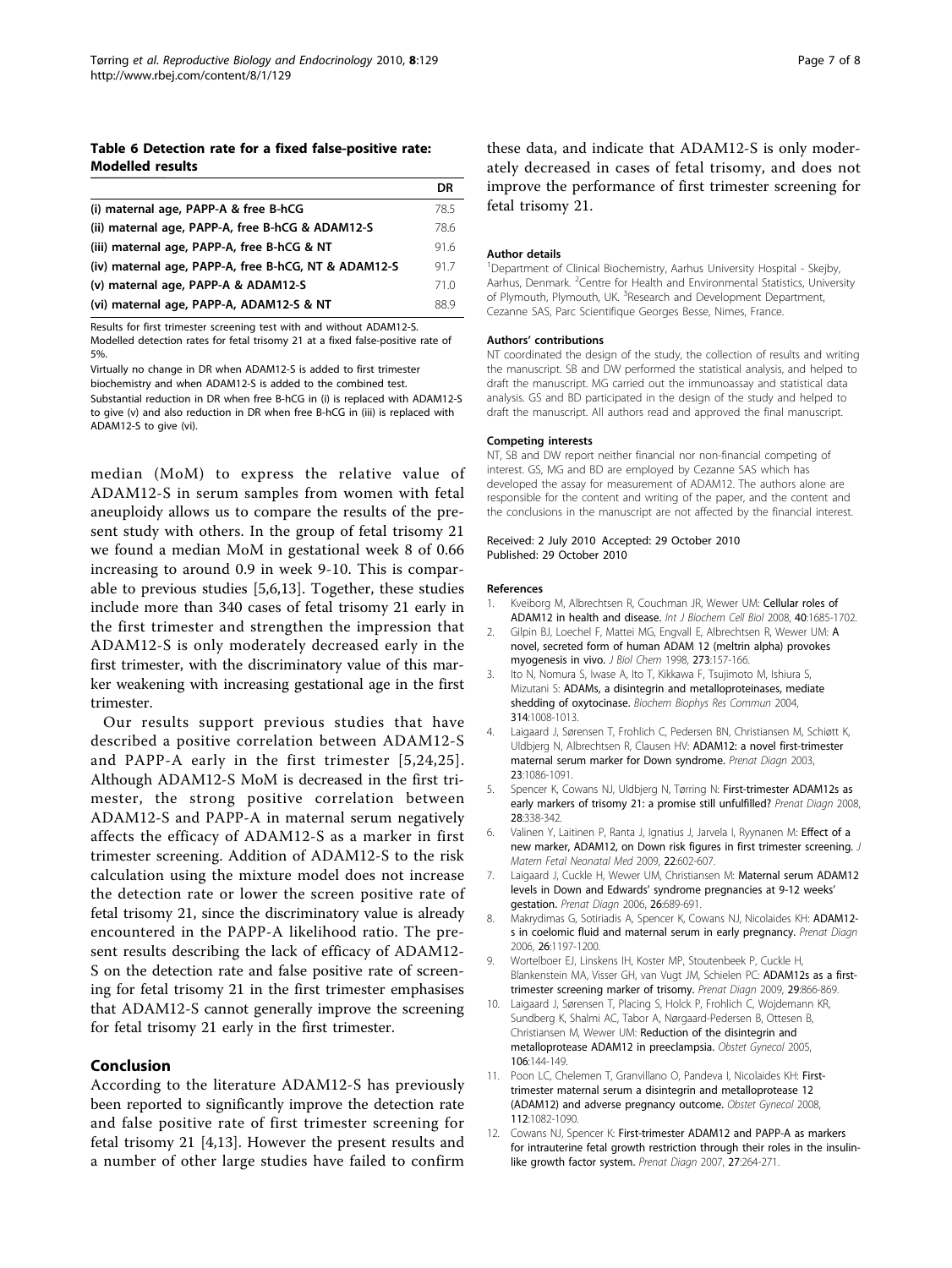**Table 6 Detection rate for a fixed false-positive rate: Modelled results**

| | DR |
|---|---|
| (i) maternal age, PAPP-A & free B-hCG | 78.5 |
| (ii) maternal age, PAPP-A, free B-hCG & ADAM12-S | 78.6 |
| (iii) maternal age, PAPP-A, free B-hCG & NT | 91.6 |
| (iv) maternal age, PAPP-A, free B-hCG, NT & ADAM12-S | 91.7 |
| (v) maternal age, PAPP-A & ADAM12-S | 71.0 |
| (vi) maternal age, PAPP-A, ADAM12-S & NT | 88.9 |

Results for first trimester screening test with and without ADAM12-S.
Modelled detection rates for fetal trisomy 21 at a fixed false-positive rate of 5%.
Virtually no change in DR when ADAM12-S is added to first trimester biochemistry and when ADAM12-S is added to the combined test.
Substantial reduction in DR when free B-hCG in (i) is replaced with ADAM12-S to give (v) and also reduction in DR when free B-hCG in (iii) is replaced with ADAM12-S to give (vi).

median (MoM) to express the relative value of ADAM12-S in serum samples from women with fetal aneuploidy allows us to compare the results of the present study with others. In the group of fetal trisomy 21 we found a median MoM in gestational week 8 of 0.66 increasing to around 0.9 in week 9-10. This is comparable to previous studies [5,6,13]. Together, these studies include more than 340 cases of fetal trisomy 21 early in the first trimester and strengthen the impression that ADAM12-S is only moderately decreased early in the first trimester, with the discriminatory value of this marker weakening with increasing gestational age in the first trimester.

Our results support previous studies that have described a positive correlation between ADAM12-S and PAPP-A early in the first trimester [5,24,25]. Although ADAM12-S MoM is decreased in the first trimester, the strong positive correlation between ADAM12-S and PAPP-A in maternal serum negatively affects the efficacy of ADAM12-S as a marker in first trimester screening. Addition of ADAM12-S to the risk calculation using the mixture model does not increase the detection rate or lower the screen positive rate of fetal trisomy 21, since the discriminatory value is already encountered in the PAPP-A likelihood ratio. The present results describing the lack of efficacy of ADAM12-S on the detection rate and false positive rate of screening for fetal trisomy 21 in the first trimester emphasises that ADAM12-S cannot generally improve the screening for fetal trisomy 21 early in the first trimester.

## Conclusion

According to the literature ADAM12-S has previously been reported to significantly improve the detection rate and false positive rate of first trimester screening for fetal trisomy 21 [4,13]. However the present results and a number of other large studies have failed to confirm these data, and indicate that ADAM12-S is only moderately decreased in cases of fetal trisomy, and does not improve the performance of first trimester screening for fetal trisomy 21.

#### Author details

[1]Department of Clinical Biochemistry, Aarhus University Hospital - Skejby, Aarhus, Denmark. [2]Centre for Health and Environmental Statistics, University of Plymouth, Plymouth, UK. [3]Research and Development Department, Cezanne SAS, Parc Scientifique Georges Besse, Nimes, France.

#### Authors' contributions

NT coordinated the design of the study, the collection of results and writing the manuscript. SB and DW performed the statistical analysis, and helped to draft the manuscript. MG carried out the immunoassay and statistical data analysis. GS and BD participated in the design of the study and helped to draft the manuscript. All authors read and approved the final manuscript.

#### Competing interests

NT, SB and DW report neither financial nor non-financial competing of interest. GS, MG and BD are employed by Cezanne SAS which has developed the assay for measurement of ADAM12. The authors alone are responsible for the content and writing of the paper, and the content and the conclusions in the manuscript are not affected by the financial interest.

Received: 2 July 2010 Accepted: 29 October 2010
Published: 29 October 2010

#### References

1. Kveiborg M, Albrechtsen R, Couchman JR, Wewer UM: **Cellular roles of ADAM12 in health and disease.** *Int J Biochem Cell Biol* 2008, **40**:1685-1702.
2. Gilpin BJ, Loechel F, Mattei MG, Engvall E, Albrechtsen R, Wewer UM: **A novel, secreted form of human ADAM 12 (meltrin alpha) provokes myogenesis in vivo.** *J Biol Chem* 1998, **273**:157-166.
3. Ito N, Nomura S, Iwase A, Ito T, Kikkawa F, Tsujimoto M, Ishiura S, Mizutani S: **ADAMs, a disintegrin and metalloproteinases, mediate shedding of oxytocinase.** *Biochem Biophys Res Commun* 2004, **314**:1008-1013.
4. Laigaard J, Sørensen T, Frohlich C, Pedersen BN, Christiansen M, Schiøtt K, Uldbjerg N, Albrechtsen R, Clausen HV: **ADAM12: a novel first-trimester maternal serum marker for Down syndrome.** *Prenat Diagn* 2003, **23**:1086-1091.
5. Spencer K, Cowans NJ, Uldbjerg N, Tørring N: **First-trimester ADAM12s as early markers of trisomy 21: a promise still unfulfilled?** *Prenat Diagn* 2008, **28**:338-342.
6. Valinen Y, Laitinen P, Ranta J, Ignatius J, Jarvela I, Ryynanen M: **Effect of a new marker, ADAM12, on Down risk figures in first trimester screening.** *J Matern Fetal Neonatal Med* 2009, **22**:602-607.
7. Laigaard J, Cuckle H, Wewer UM, Christiansen M: **Maternal serum ADAM12 levels in Down and Edwards' syndrome pregnancies at 9-12 weeks' gestation.** *Prenat Diagn* 2006, **26**:689-691.
8. Makrydimas G, Sotiriadis A, Spencer K, Cowans NJ, Nicolaides KH: **ADAM12-s in coelomic fluid and maternal serum in early pregnancy.** *Prenat Diagn* 2006, **26**:1197-1200.
9. Wortelboer EJ, Linskens IH, Koster MP, Stoutenbeek P, Cuckle H, Blankenstein MA, Visser GH, van Vugt JM, Schielen PC: **ADAM12s as a first-trimester screening marker of trisomy.** *Prenat Diagn* 2009, **29**:866-869.
10. Laigaard J, Sørensen T, Placing S, Holck P, Frohlich C, Wojdemann KR, Sundberg K, Shalmi AC, Tabor A, Nørgaard-Pedersen B, Ottesen B, Christiansen M, Wewer UM: **Reduction of the disintegrin and metalloprotease ADAM12 in preeclampsia.** *Obstet Gynecol* 2005, **106**:144-149.
11. Poon LC, Chelemen T, Granvillano O, Pandeva I, Nicolaides KH: **First-trimester maternal serum a disintegrin and metalloprotease 12 (ADAM12) and adverse pregnancy outcome.** *Obstet Gynecol* 2008, **112**:1082-1090.
12. Cowans NJ, Spencer K: **First-trimester ADAM12 and PAPP-A as markers for intrauterine fetal growth restriction through their roles in the insulin-like growth factor system.** *Prenat Diagn* 2007, **27**:264-271.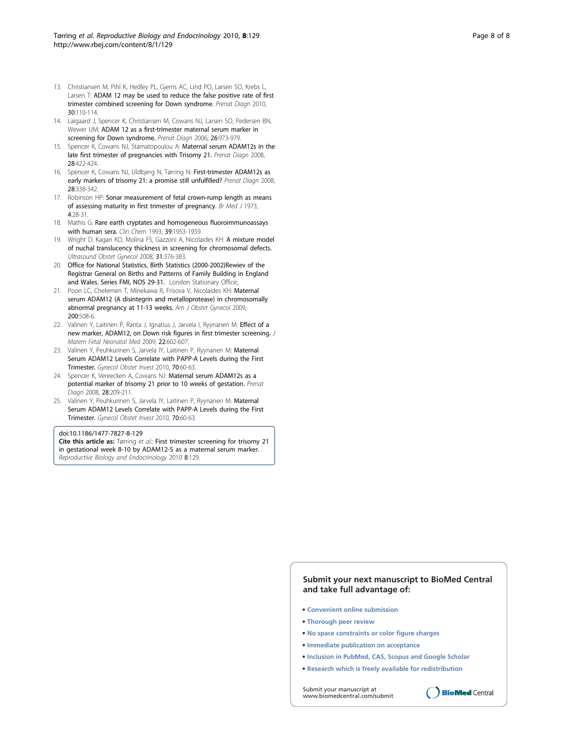13. Christiansen M, Pihl K, Hedley PL, Gjerris AC, Lind PO, Larsen SO, Krebs L, Larsen T: **ADAM 12 may be used to reduce the false positive rate of first trimester combined screening for Down syndrome.** *Prenat Diagn* 2010, **30**:110-114.
14. Laigaard J, Spencer K, Christiansen M, Cowans NJ, Larsen SO, Pedersen BN, Wewer UM: **ADAM 12 as a first-trimester maternal serum marker in screening for Down syndrome.** *Prenat Diagn* 2006, **26**:973-979.
15. Spencer K, Cowans NJ, Stamatopoulou A: **Maternal serum ADAM12s in the late first trimester of pregnancies with Trisomy 21.** *Prenat Diagn* 2008, **28**:422-424.
16. Spencer K, Cowans NJ, Uldbjerg N, Tørring N: **First-trimester ADAM12s as early markers of trisomy 21: a promise still unfulfilled?** *Prenat Diagn* 2008, **28**:338-342.
17. Robinson HP: **Sonar measurement of fetal crown-rump length as means of assessing maturity in first trimester of pregnancy.** *Br Med J* 1973, **4**:28-31.
18. Mathis G: **Rare earth cryptates and homogeneous fluoroimmunoassays with human sera.** *Clin Chem* 1993, **39**:1953-1959.
19. Wright D, Kagan KO, Molina FS, Gazzoni A, Nicolaides KH: **A mixture model of nuchal translucency thickness in screening for chromosomal defects.** *Ultrasound Obstet Gynecol* 2008, **31**:376-383.
20. **Office for National Statistics, Birth Statistics (2000-2002)Rewiev of the Registrar General on Births and Patterns of Family Building in England and Wales. Series FMI, NOS 29-31.** London Stationary Office;.
21. Poon LC, Chelemen T, Minekawa R, Frisova V, Nicolaides KH: **Maternal serum ADAM12 (A disintegrin and metalloprotease) in chromosomally abnormal pregnancy at 11-13 weeks.** *Am J Obstet Gynecol* 2009, **200**:508-6.
22. Valinen Y, Laitinen P, Ranta J, Ignatius J, Jarvela I, Ryynanen M: **Effect of a new marker, ADAM12, on Down risk figures in first trimester screening.** *J Matern Fetal Neonatal Med* 2009, **22**:602-607.
23. Valinen Y, Peuhkurinen S, Jarvela IY, Laitinen P, Ryynanen M: **Maternal Serum ADAM12 Levels Correlate with PAPP-A Levels during the First Trimester.** *Gynecol Obstet Invest* 2010, **70**:60-63.
24. Spencer K, Vereecken A, Cowans NJ: **Maternal serum ADAM12s as a potential marker of trisomy 21 prior to 10 weeks of gestation.** *Prenat Diagn* 2008, **28**:209-211.
25. Valinen Y, Peuhkurinen S, Jarvela IY, Laitinen P, Ryynanen M: **Maternal Serum ADAM12 Levels Correlate with PAPP-A Levels during the First Trimester.** *Gynecol Obstet Invest* 2010, **70**:60-63.

doi:10.1186/1477-7827-8-129

**Cite this article as:** Tørring *et al.*: First trimester screening for trisomy 21 in gestational week 8-10 by ADAM12-S as a maternal serum marker. *Reproductive Biology and Endocrinology* 2010 **8**:129.

**Submit your next manuscript to BioMed Central and take full advantage of:**

- Convenient online submission
- Thorough peer review
- No space constraints or color figure charges
- Immediate publication on acceptance
- Inclusion in PubMed, CAS, Scopus and Google Scholar
- Research which is freely available for redistribution

Submit your manuscript at
www.biomedcentral.com/submit

BioMed Central